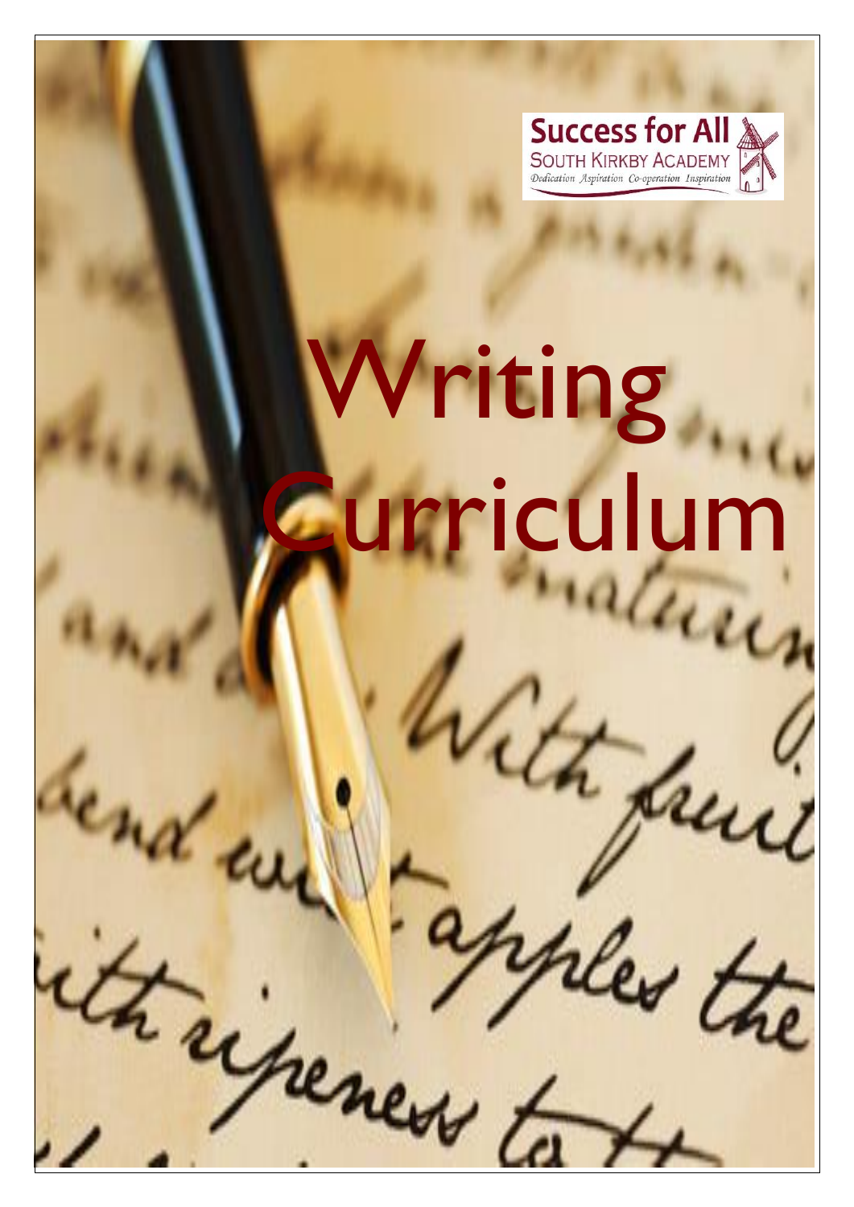Success for All
SOUTH KIRKBY ACADEMY
*Dedication Aspiration Co-operation Inspiration*

# Writing Curriculum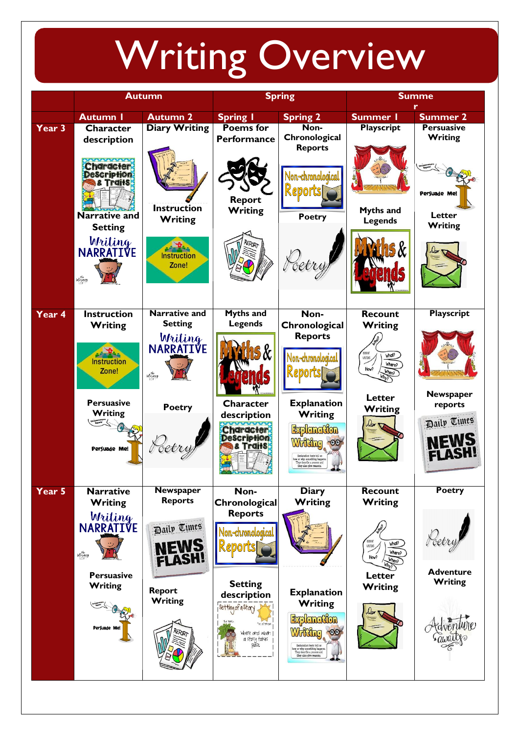# Writing Overview

| | Autumn | | Spring | | Summer | |
|---|---|---|---|---|---|---|
| | Autumn 1 | Autumn 2 | Spring 1 | Spring 2 | Summer 1 | Summer 2 |
| Year 3 | Character description<br><br>Narrative and Setting | Diary Writing<br><br>Instruction Writing | Poems for Performance<br><br>Report Writing | Non-Chronological Reports<br><br>Poetry | Playscript<br><br>Myths and Legends | Persuasive Writing<br><br>Letter Writing |
| Year 4 | Instruction Writing<br><br>Persuasive Writing | Narrative and Setting<br><br>Poetry | Myths and Legends<br><br>Character description | Non-Chronological Reports<br><br>Explanation Writing | Recount Writing<br><br>Letter Writing | Playscript<br><br>Newspaper reports |
| Year 5 | Narrative Writing<br><br>Persuasive Writing | Newspaper Reports<br><br>Report Writing | Non-Chronological Reports<br><br>Setting description | Diary Writing<br><br>Explanation Writing | Recount Writing<br><br>Letter Writing | Poetry<br><br>Adventure Writing |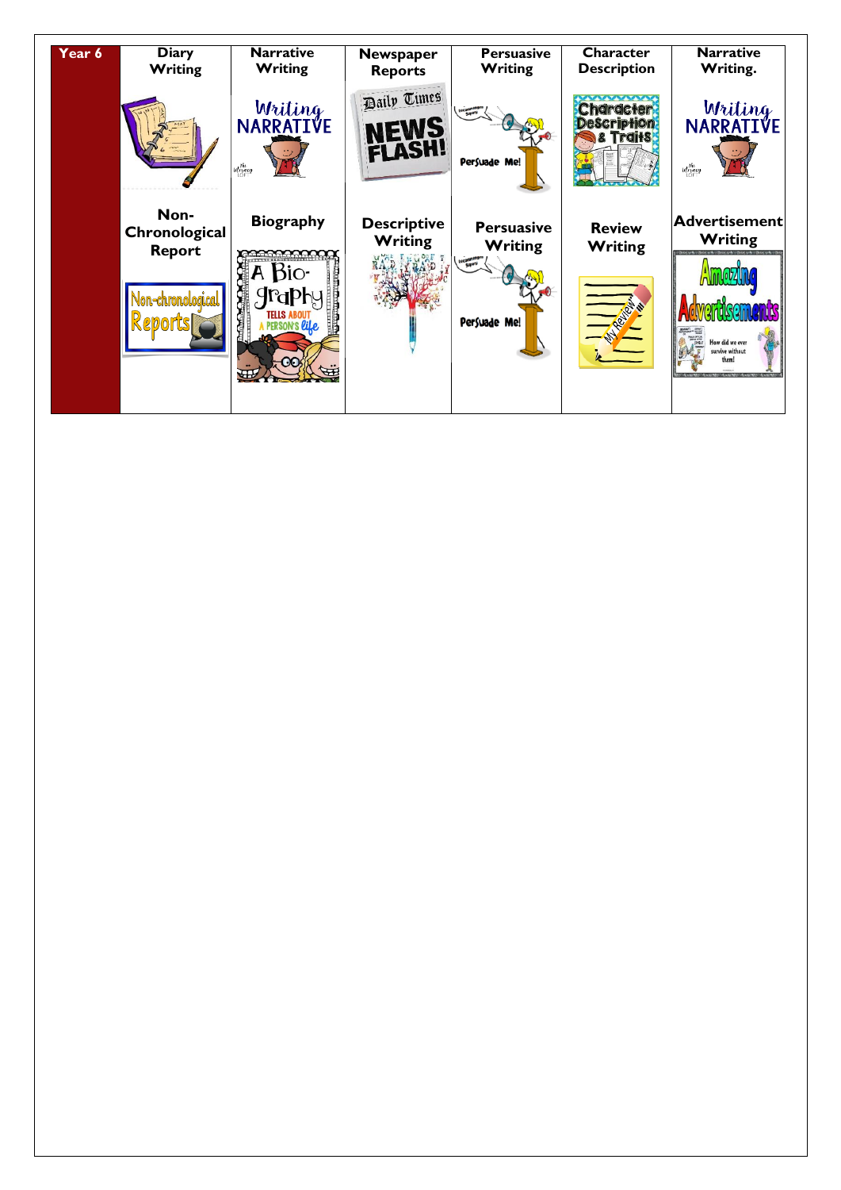| Year 6 | Diary Writing | Narrative Writing | Newspaper Reports | Persuasive Writing | Character Description | Narrative Writing. |
|---|---|---|---|---|---|---|
| | Non-Chronological Report | Biography | Descriptive Writing | Persuasive Writing | Review Writing | Advertisement Writing |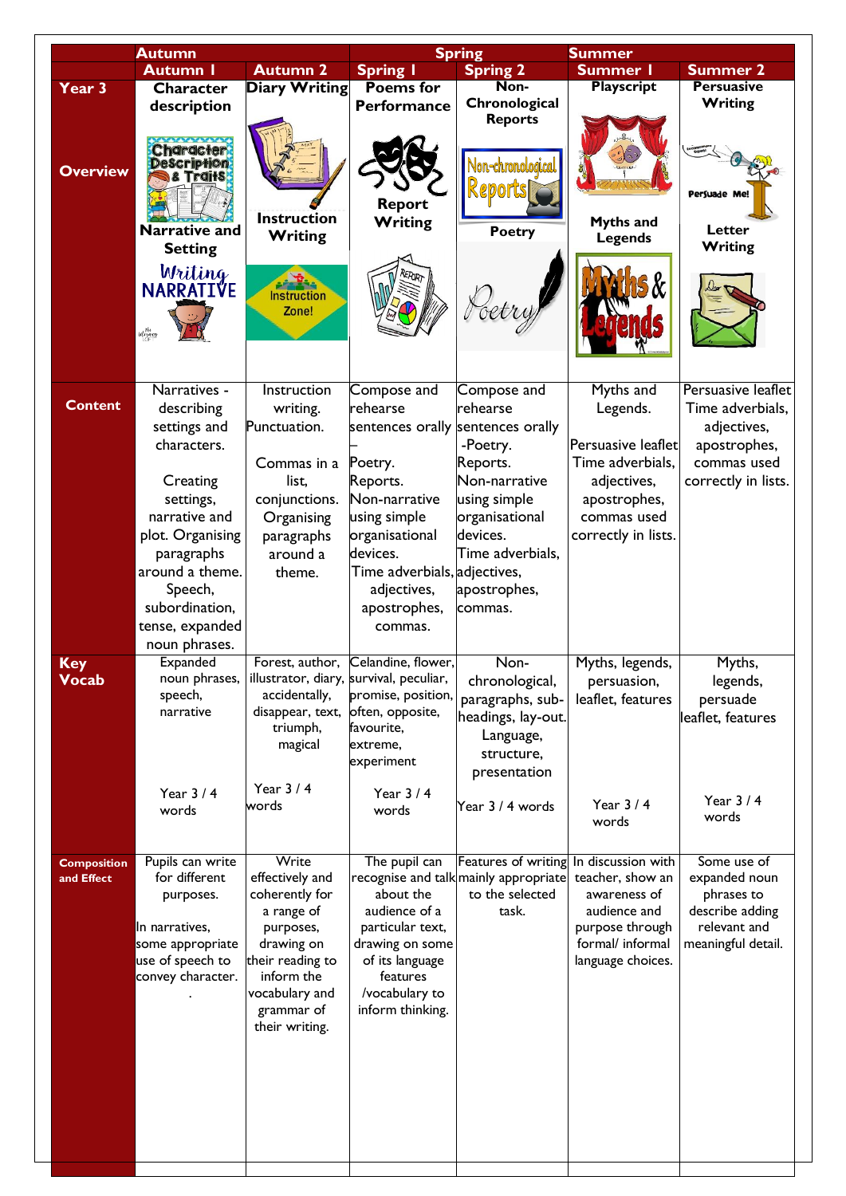| | Autumn | | Spring | | Summer | |
|---|---|---|---|---|---|---|
| | Autumn 1 | Autumn 2 | Spring 1 | Spring 2 | Summer 1 | Summer 2 |
| **Year 3** **Overview** | Character description Narrative and Setting | Diary Writing Instruction Writing | Poems for Performance Report Writing | Non-Chronological Reports Poetry | Playscript Myths and Legends | Persuasive Writing Letter Writing |
| **Content** | Narratives - describing settings and characters. Creating settings, narrative and plot. Organising paragraphs around a theme. Speech, subordination, tense, expanded noun phrases. | Instruction writing. Punctuation. Commas in a list, conjunctions. Organising paragraphs around a theme. | Compose and rehearse sentences orally – Poetry. Reports. Non-narrative using simple organisational devices. Time adverbials, adjectives, apostrophes, commas. | Compose and rehearse sentences orally -Poetry. Reports. Non-narrative using simple organisational devices. Time adverbials, adjectives, apostrophes, commas. | Myths and Legends. Persuasive leaflet Time adverbials, adjectives, apostrophes, commas used correctly in lists. | Persuasive leaflet Time adverbials, adjectives, apostrophes, commas used correctly in lists. |
| **Key Vocab** | Expanded noun phrases, speech, narrative Year 3 / 4 words | Forest, author, illustrator, diary, accidentally, disappear, text, triumph, magical Year 3 / 4 words | Celandine, flower, survival, peculiar, promise, position, often, opposite, favourite, extreme, experiment Year 3 / 4 words | Non-chronological, paragraphs, sub-headings, lay-out. Language, structure, presentation Year 3 / 4 words | Myths, legends, persuasion, leaflet, features Year 3 / 4 words | Myths, legends, persuade leaflet, features Year 3 / 4 words |
| **Composition and Effect** | Pupils can write for different purposes. In narratives, some appropriate use of speech to convey character. . | Write effectively and coherently for a range of purposes, drawing on their reading to inform the vocabulary and grammar of their writing. | The pupil can recognise and talk about the audience of a particular text, drawing on some of its language features /vocabulary to inform thinking. | Features of writing mainly appropriate to the selected task. | In discussion with teacher, show an awareness of audience and purpose through formal/ informal language choices. | Some use of expanded noun phrases to describe adding relevant and meaningful detail. |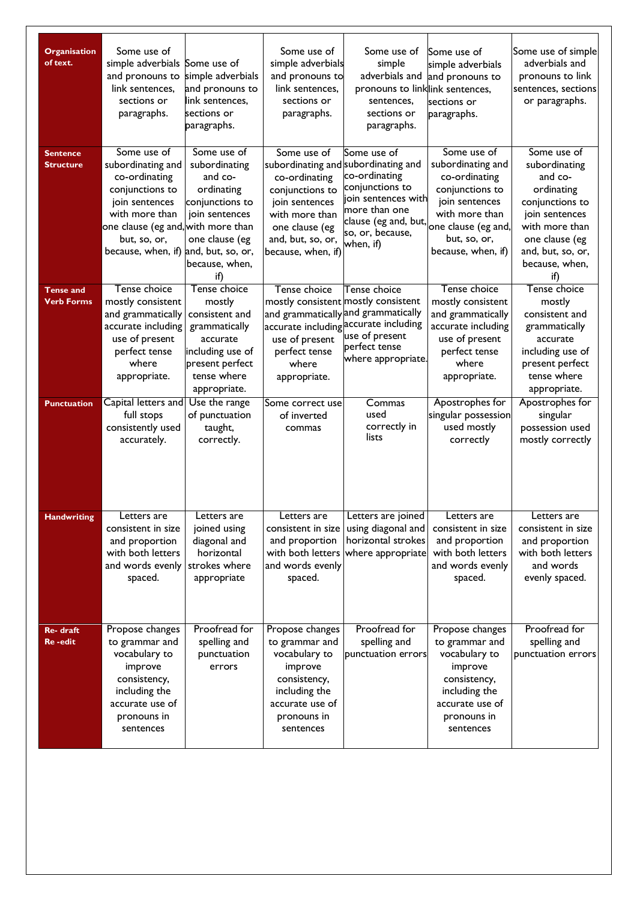| Organisation of text. | Some use of simple adverbials and pronouns to link sentences, sections or paragraphs. | Some use of simple adverbials and pronouns to link sentences, sections or paragraphs. | Some use of simple adverbials and pronouns to link sentences, sections or paragraphs. | Some use of simple adverbials and pronouns to link sentences, sections or paragraphs. | Some use of simple adverbials and pronouns to link sentences, sections or paragraphs. | Some use of simple adverbials and pronouns to link sentences, sections or paragraphs. |
|---|---|---|---|---|---|---|
| Sentence Structure | Some use of subordinating and co-ordinating conjunctions to join sentences with more than one clause (eg and, but, so, or, because, when, if) | Some use of subordinating and co-ordinating conjunctions to join sentences with more than one clause (eg and, but, so, or, because, when, if) | Some use of subordinating and co-ordinating conjunctions to join sentences with more than one clause (eg and, but, so, or, because, when, if) | Some use of subordinating and co-ordinating conjunctions to join sentences with more than one clause (eg and, but, so, or, because, when, if) | Some use of subordinating and co-ordinating conjunctions to join sentences with more than one clause (eg and, but, so, or, because, when, if) | Some use of subordinating and co-ordinating conjunctions to join sentences with more than one clause (eg and, but, so, or, because, when, if) |
| Tense and Verb Forms | Tense choice mostly consistent and grammatically accurate including use of present perfect tense where appropriate. | Tense choice mostly consistent and grammatically accurate including use of present perfect tense where appropriate. | Tense choice mostly consistent and grammatically accurate including use of present perfect tense where appropriate. | Tense choice mostly consistent and grammatically accurate including use of present perfect tense where appropriate. | Tense choice mostly consistent and grammatically accurate including use of present perfect tense where appropriate. | Tense choice mostly consistent and grammatically accurate including use of present perfect tense where appropriate. |
| Punctuation | Capital letters and full stops consistently used accurately. | Use the range of punctuation taught, correctly. | Some correct use of inverted commas | Commas used correctly in lists | Apostrophes for singular possession used mostly correctly | Apostrophes for singular possession used mostly correctly |
| Handwriting | Letters are consistent in size and proportion with both letters and words evenly spaced. | Letters are joined using diagonal and horizontal strokes where appropriate | Letters are consistent in size and proportion with both letters and words evenly spaced. | Letters are joined using diagonal and horizontal strokes where appropriate | Letters are consistent in size and proportion with both letters and words evenly spaced. | Letters are consistent in size and proportion with both letters and words evenly spaced. |
| Re- draft Re -edit | Propose changes to grammar and vocabulary to improve consistency, including the accurate use of pronouns in sentences | Proofread for spelling and punctuation errors | Propose changes to grammar and vocabulary to improve consistency, including the accurate use of pronouns in sentences | Proofread for spelling and punctuation errors | Propose changes to grammar and vocabulary to improve consistency, including the accurate use of pronouns in sentences | Proofread for spelling and punctuation errors |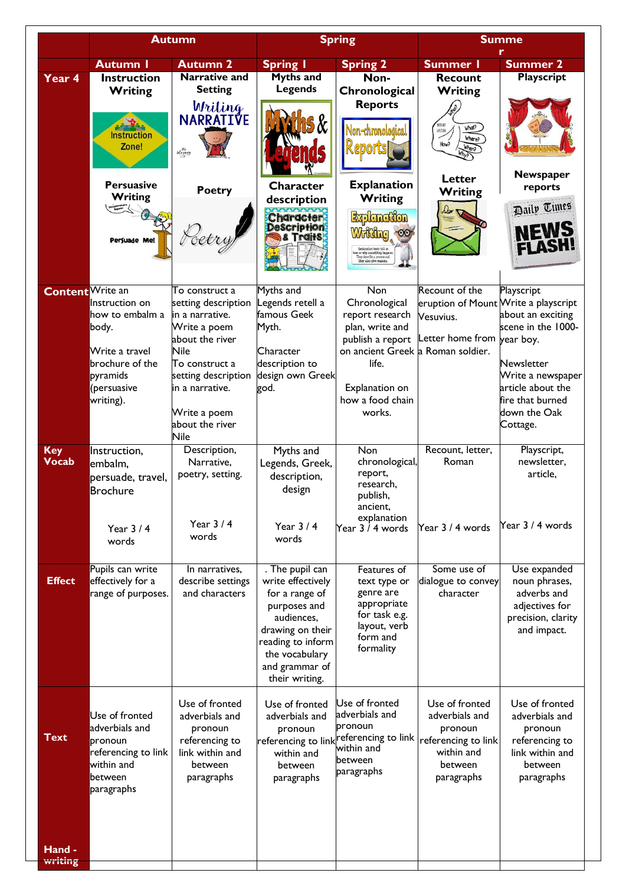|  | Autumn |  | Spring |  | Summer |  |
|---|---|---|---|---|---|---|
|  | Autumn 1 | Autumn 2 | Spring 1 | Spring 2 | Summer 1 | Summer 2 |
| Year 4 | Instruction Writing<br><br>Persuasive Writing | Narrative and Setting<br><br>Poetry | Myths and Legends<br><br>Character description | Non-Chronological Reports<br><br>Explanation Writing | Recount Writing<br><br>Letter Writing | Playscript<br><br>Newspaper reports |
| Content | Write an Instruction on how to embalm a body.<br><br>Write a travel brochure of the pyramids (persuasive writing). | To construct a setting description in a narrative.<br>Write a poem about the river Nile<br>To construct a setting description in a narrative.<br><br>Write a poem about the river Nile | Myths and Legends retell a famous Geek Myth.<br><br>Character description to design own Greek god. | Non Chronological report research plan, write and publish a report on ancient Greek life.<br><br>Explanation on how a food chain works. | Recount of the eruption of Mount Vesuvius.<br><br>Letter home from a Roman soldier. | Playscript<br>Write a playscript about an exciting scene in the 1000-year boy.<br><br>Newsletter<br>Write a newspaper article about the fire that burned down the Oak Cottage. |
| Key Vocab | Instruction, embalm, persuade, travel, Brochure<br><br>Year 3 / 4 words | Description, Narrative, poetry, setting.<br><br>Year 3 / 4 words | Myths and Legends, Greek, description, design<br><br>Year 3 / 4 words | Non chronological, report, research, publish, ancient, explanation<br>Year 3 / 4 words | Recount, letter, Roman<br><br>Year 3 / 4 words | Playscript, newsletter, article,<br><br>Year 3 / 4 words |
| Effect | Pupils can write effectively for a range of purposes. | In narratives, describe settings and characters | . The pupil can write effectively for a range of purposes and audiences, drawing on their reading to inform the vocabulary and grammar of their writing. | Features of text type or genre are appropriate for task e.g. layout, verb form and formality | Some use of dialogue to convey character | Use expanded noun phrases, adverbs and adjectives for precision, clarity and impact. |
| Text | Use of fronted adverbials and pronoun referencing to link within and between paragraphs | Use of fronted adverbials and pronoun referencing to link within and between paragraphs | Use of fronted adverbials and pronoun referencing to link within and between paragraphs | Use of fronted adverbials and pronoun referencing to link within and between paragraphs | Use of fronted adverbials and pronoun referencing to link within and between paragraphs | Use of fronted adverbials and pronoun referencing to link within and between paragraphs |
| Hand - writing |  |  |  |  |  |  |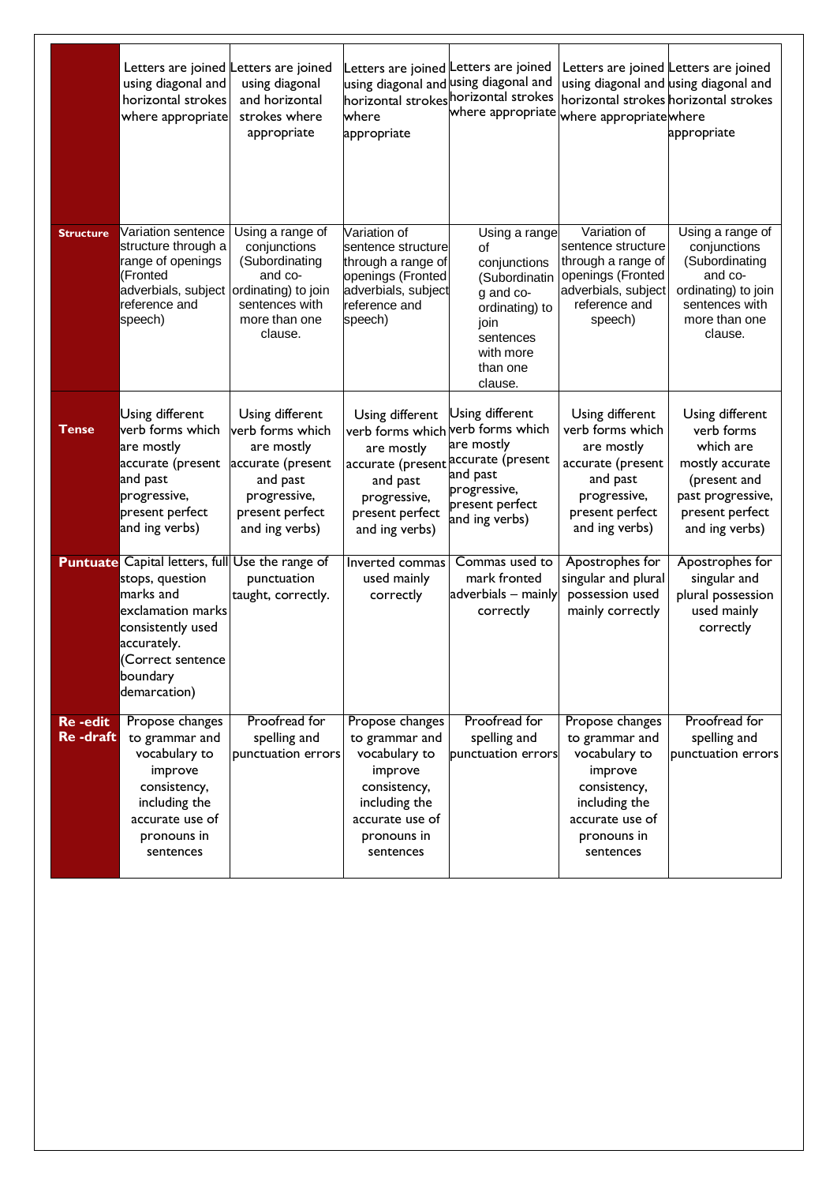| | | | | | | |
|---|---|---|---|---|---|---|
| | Letters are joined using diagonal and horizontal strokes where appropriate | Letters are joined using diagonal and horizontal strokes where appropriate | Letters are joined using diagonal and horizontal strokes where appropriate | Letters are joined using diagonal and horizontal strokes where appropriate | Letters are joined using diagonal and horizontal strokes where appropriate | Letters are joined using diagonal and horizontal strokes where appropriate |
| **Structure** | Variation sentence structure through a range of openings (Fronted adverbials, subject reference and speech) | Using a range of conjunctions (Subordinating and co-ordinating) to join sentences with more than one clause. | Variation of sentence structure through a range of openings (Fronted adverbials, subject reference and speech) | Using a range of conjunctions (Subordinating and co-ordinating) to join sentences with more than one clause. | Variation of sentence structure through a range of openings (Fronted adverbials, subject reference and speech) | Using a range of conjunctions (Subordinating and co-ordinating) to join sentences with more than one clause. |
| **Tense** | Using different verb forms which are mostly accurate (present and past progressive, present perfect and ing verbs) | Using different verb forms which are mostly accurate (present and past progressive, present perfect and ing verbs) | Using different verb forms which are mostly accurate (present and past progressive, present perfect and ing verbs) | Using different verb forms which are mostly accurate (present and past progressive, present perfect and ing verbs) | Using different verb forms which are mostly accurate (present and past progressive, present perfect and ing verbs) | Using different verb forms which are mostly accurate (present and past progressive, present perfect and ing verbs) |
| **Puntuate** | Capital letters, full stops, question marks and exclamation marks consistently used accurately. (Correct sentence boundary demarcation) | Use the range of punctuation taught, correctly. | Inverted commas used mainly correctly | Commas used to mark fronted adverbials – mainly correctly | Apostrophes for singular and plural possession used mainly correctly | Apostrophes for singular and plural possession used mainly correctly |
| **Re -edit Re -draft** | Propose changes to grammar and vocabulary to improve consistency, including the accurate use of pronouns in sentences | Proofread for spelling and punctuation errors | Propose changes to grammar and vocabulary to improve consistency, including the accurate use of pronouns in sentences | Proofread for spelling and punctuation errors | Propose changes to grammar and vocabulary to improve consistency, including the accurate use of pronouns in sentences | Proofread for spelling and punctuation errors |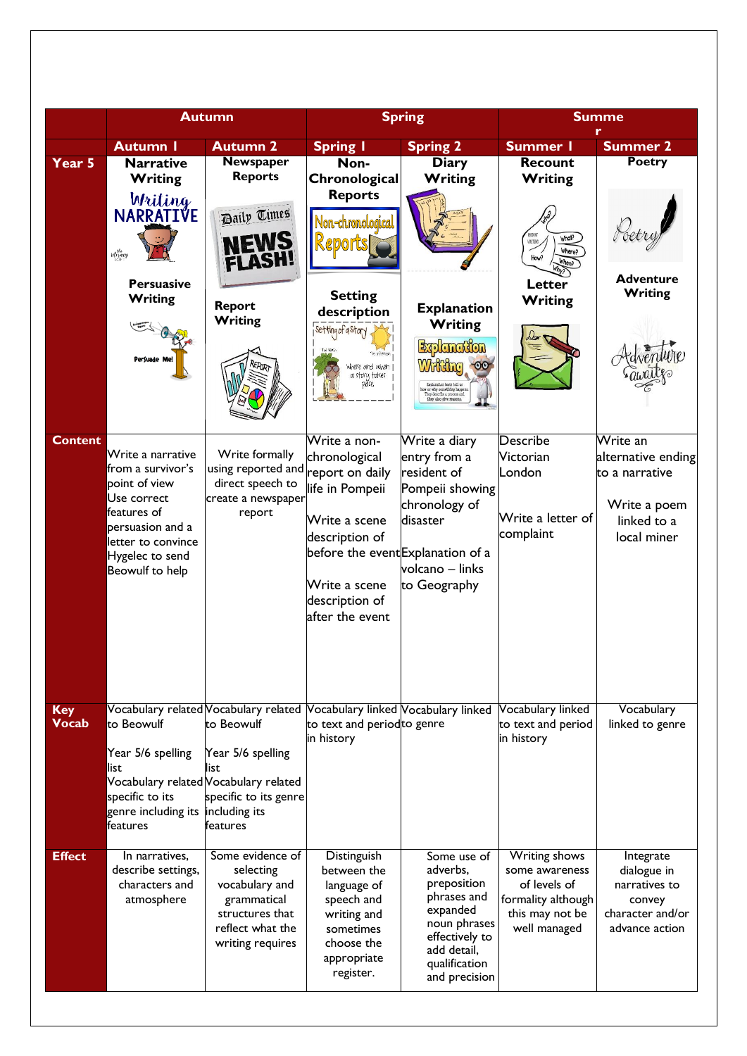| | Autumn | | Spring | | Summer | |
|---|---|---|---|---|---|---|
| | Autumn 1 | Autumn 2 | Spring 1 | Spring 2 | Summer 1 | Summer 2 |
| Year 5 | Narrative Writing<br><br>Persuasive Writing | Newspaper Reports<br><br>Report Writing | Non-Chronological Reports<br><br>Setting description | Diary Writing<br><br>Explanation Writing | Recount Writing<br><br>Letter Writing | Poetry<br><br>Adventure Writing |
| Content | Write a narrative from a survivor's point of view<br>Use correct features of persuasion and a letter to convince Hygelec to send Beowulf to help | Write formally using reported and direct speech to create a newspaper report | Write a non-chronological report on daily life in Pompeii<br><br>Write a scene description of before the event<br><br>Write a scene description of after the event | Write a diary entry from a resident of Pompeii showing chronology of disaster<br><br>Explanation of a volcano – links to Geography | Describe Victorian London<br><br>Write a letter of complaint | Write an alternative ending to a narrative<br><br>Write a poem linked to a local miner |
| Key Vocab | Vocabulary related to Beowulf<br><br>Year 5/6 spelling list<br>Vocabulary related specific to its genre including its features | Vocabulary related to Beowulf<br><br>Year 5/6 spelling list<br>Vocabulary related specific to its genre including its features | Vocabulary linked to text and period in history | Vocabulary linked to genre | Vocabulary linked to text and period in history | Vocabulary linked to genre |
| Effect | In narratives, describe settings, characters and atmosphere | Some evidence of selecting vocabulary and grammatical structures that reflect what the writing requires | Distinguish between the language of speech and writing and sometimes choose the appropriate register. | Some use of adverbs, preposition phrases and expanded noun phrases effectively to add detail, qualification and precision | Writing shows some awareness of levels of formality although this may not be well managed | Integrate dialogue in narratives to convey character and/or advance action |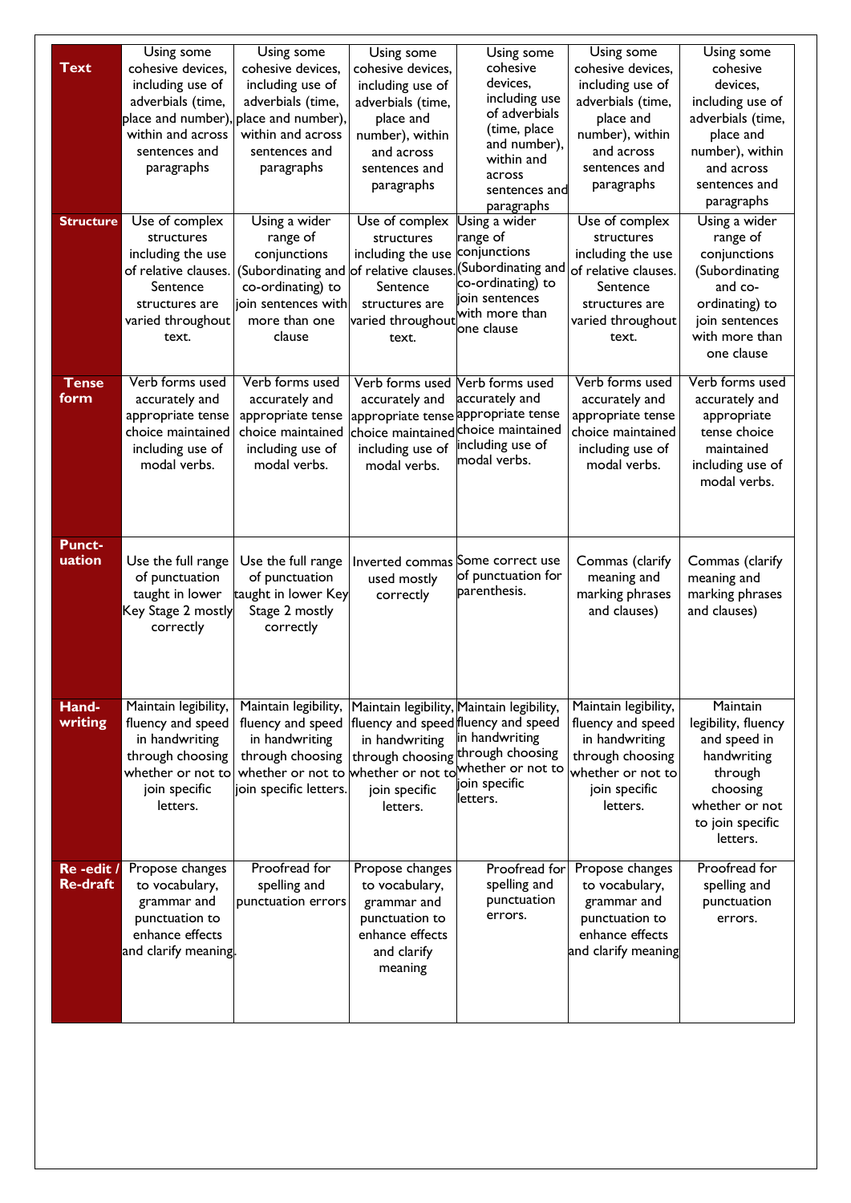| | | | | | | |
|---|---|---|---|---|---|---|
| **Text** | Using some cohesive devices, including use of adverbials (time, place and number), within and across sentences and paragraphs | Using some cohesive devices, including use of adverbials (time, place and number), within and across sentences and paragraphs | Using some cohesive devices, including use of adverbials (time, place and number), within and across sentences and paragraphs | Using some cohesive devices, including use of adverbials (time, place and number), within and across sentences and paragraphs | Using some cohesive devices, including use of adverbials (time, place and number), within and across sentences and paragraphs | Using some cohesive devices, including use of adverbials (time, place and number), within and across sentences and paragraphs |
| **Structure** | Use of complex structures including the use of relative clauses. Sentence structures are varied throughout text. | Using a wider range of conjunctions (Subordinating and co-ordinating) to join sentences with more than one clause | Use of complex structures including the use of relative clauses. Sentence structures are varied throughout text. | Using a wider range of conjunctions (Subordinating and co-ordinating) to join sentences with more than one clause | Use of complex structures including the use of relative clauses. Sentence structures are varied throughout text. | Using a wider range of conjunctions (Subordinating and co-ordinating) to join sentences with more than one clause |
| **Tense form** | Verb forms used accurately and appropriate tense choice maintained including use of modal verbs. | Verb forms used accurately and appropriate tense choice maintained including use of modal verbs. | Verb forms used accurately and appropriate tense choice maintained including use of modal verbs. | Verb forms used accurately and appropriate tense choice maintained including use of modal verbs. | Verb forms used accurately and appropriate tense choice maintained including use of modal verbs. | Verb forms used accurately and appropriate tense choice maintained including use of modal verbs. |
| **Punct-uation** | Use the full range of punctuation taught in lower Key Stage 2 mostly correctly | Use the full range of punctuation taught in lower Key Stage 2 mostly correctly | Inverted commas used mostly correctly | Some correct use of punctuation for parenthesis. | Commas (clarify meaning and marking phrases and clauses) | Commas (clarify meaning and marking phrases and clauses) |
| **Hand-writing** | Maintain legibility, fluency and speed in handwriting through choosing whether or not to join specific letters. | Maintain legibility, fluency and speed in handwriting through choosing whether or not to join specific letters. | Maintain legibility, fluency and speed in handwriting through choosing whether or not to join specific letters. | Maintain legibility, fluency and speed in handwriting through choosing whether or not to join specific letters. | Maintain legibility, fluency and speed in handwriting through choosing whether or not to join specific letters. | Maintain legibility, fluency and speed in handwriting through choosing whether or not to join specific letters. |
| **Re -edit / Re-draft** | Propose changes to vocabulary, grammar and punctuation to enhance effects and clarify meaning. | Proofread for spelling and punctuation errors | Propose changes to vocabulary, grammar and punctuation to enhance effects and clarify meaning | Proofread for spelling and punctuation errors. | Propose changes to vocabulary, grammar and punctuation to enhance effects and clarify meaning | Proofread for spelling and punctuation errors. |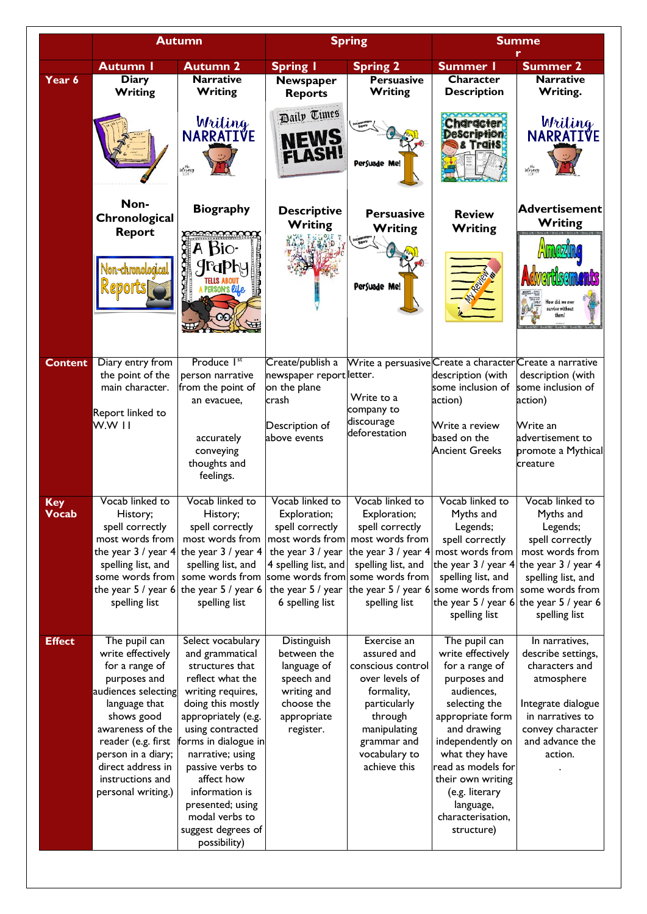| | Autumn | | Spring | | Summer | |
|---|---|---|---|---|---|---|
| | Autumn 1 | Autumn 2 | Spring 1 | Spring 2 | Summer 1 | Summer 2 |
| **Year 6** | Diary Writing<br><br>Non-Chronological Report | Narrative Writing<br><br>Biography | Newspaper Reports<br><br>Descriptive Writing | Persuasive Writing<br><br>Persuasive Writing | Character Description<br><br>Review Writing | Narrative Writing.<br><br>Advertisement Writing |
| **Content** | Diary entry from the point of the main character.<br><br>Report linked to W.W II | Produce 1st person narrative from the point of an evacuee,<br><br>accurately conveying thoughts and feelings. | Create/publish a newspaper report on the plane crash<br><br>Description of above events | Write a persuasive letter.<br><br>Write to a company to discourage deforestation | Create a character description (with some inclusion of action)<br><br>Write a review based on the Ancient Greeks | Create a narrative description (with some inclusion of action)<br><br>Write an advertisement to promote a Mythical creature |
| **Key Vocab** | Vocab linked to History; spell correctly most words from the year 3 / year 4 spelling list, and some words from the year 5 / year 6 spelling list | Vocab linked to History; spell correctly most words from the year 3 / year 4 spelling list, and some words from the year 5 / year 6 spelling list | Vocab linked to Exploration; spell correctly most words from the year 3 / year 4 spelling list, and some words from the year 5 / year 6 spelling list | Vocab linked to Exploration; spell correctly most words from the year 3 / year 4 spelling list, and some words from the year 5 / year 6 spelling list | Vocab linked to Myths and Legends; spell correctly most words from the year 3 / year 4 spelling list, and some words from the year 5 / year 6 spelling list | Vocab linked to Myths and Legends; spell correctly most words from the year 3 / year 4 spelling list, and some words from the year 5 / year 6 spelling list |
| **Effect** | The pupil can write effectively for a range of purposes and audiences selecting language that shows good awareness of the reader (e.g. first person in a diary; direct address in instructions and personal writing.) | Select vocabulary and grammatical structures that reflect what the writing requires, doing this mostly appropriately (e.g. using contracted forms in dialogue in narrative; using passive verbs to affect how information is presented; using modal verbs to suggest degrees of possibility) | Distinguish between the language of speech and writing and choose the appropriate register. | Exercise an assured and conscious control over levels of formality, particularly through manipulating grammar and vocabulary to achieve this | The pupil can write effectively for a range of purposes and audiences, selecting the appropriate form and drawing independently on what they have read as models for their own writing (e.g. literary language, characterisation, structure) | In narratives, describe settings, characters and atmosphere<br><br>Integrate dialogue in narratives to convey character and advance the action.<br>. |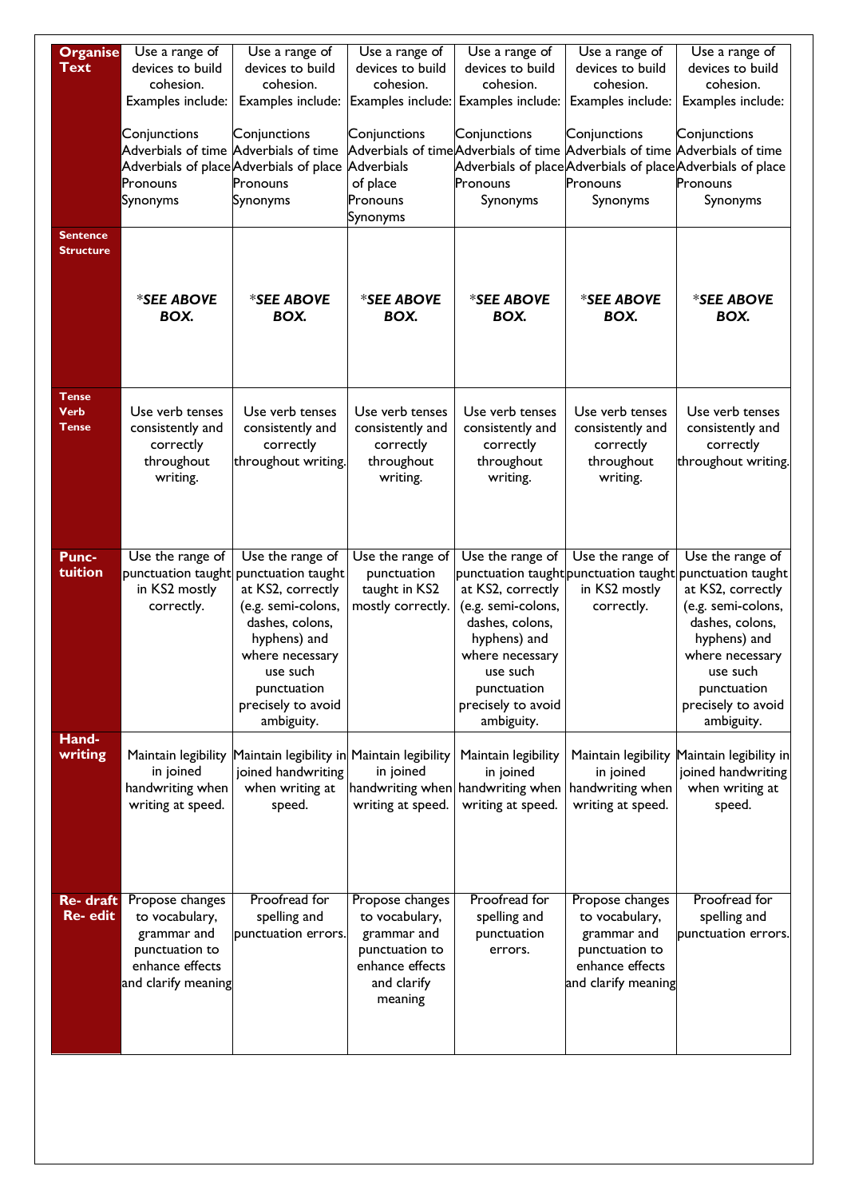| Organise Text | Use a range of devices to build cohesion. Examples include: Conjunctions Adverbials of time Adverbials of place Pronouns Synonyms | Use a range of devices to build cohesion. Examples include: Conjunctions Adverbials of time Adverbials of place Pronouns Synonyms | Use a range of devices to build cohesion. Examples include: Conjunctions Adverbials of time Adverbials of place Pronouns Synonyms | Use a range of devices to build cohesion. Examples include: Conjunctions Adverbials of time Adverbials of place Pronouns Synonyms | Use a range of devices to build cohesion. Examples include: Conjunctions Adverbials of time Adverbials of place Pronouns Synonyms | Use a range of devices to build cohesion. Examples include: Conjunctions Adverbials of time Adverbials of place Pronouns Synonyms |
|---|---|---|---|---|---|---|
| Sentence Structure | ****SEE ABOVE BOX.*** | ****SEE ABOVE BOX.*** | ****SEE ABOVE BOX.*** | ****SEE ABOVE BOX.*** | ****SEE ABOVE BOX.*** | ****SEE ABOVE BOX.*** |
| Tense Verb Tense | Use verb tenses consistently and correctly throughout writing. | Use verb tenses consistently and correctly throughout writing. | Use verb tenses consistently and correctly throughout writing. | Use verb tenses consistently and correctly throughout writing. | Use verb tenses consistently and correctly throughout writing. | Use verb tenses consistently and correctly throughout writing. |
| Punc-tuition | Use the range of punctuation taught in KS2 mostly correctly. | Use the range of punctuation taught at KS2, correctly (e.g. semi-colons, dashes, colons, hyphens) and where necessary use such punctuation precisely to avoid ambiguity. | Use the range of punctuation taught in KS2 mostly correctly. | Use the range of punctuation taught at KS2, correctly (e.g. semi-colons, dashes, colons, hyphens) and where necessary use such punctuation precisely to avoid ambiguity. | Use the range of punctuation taught in KS2 mostly correctly. | Use the range of punctuation taught at KS2, correctly (e.g. semi-colons, dashes, colons, hyphens) and where necessary use such punctuation precisely to avoid ambiguity. |
| Hand-writing | Maintain legibility in joined handwriting when writing at speed. | Maintain legibility in joined handwriting when writing at speed. | Maintain legibility in joined handwriting when writing at speed. | Maintain legibility in joined handwriting when writing at speed. | Maintain legibility in joined handwriting when writing at speed. | Maintain legibility in joined handwriting when writing at speed. |
| Re- draft Re- edit | Propose changes to vocabulary, grammar and punctuation to enhance effects and clarify meaning | Proofread for spelling and punctuation errors. | Propose changes to vocabulary, grammar and punctuation to enhance effects and clarify meaning | Proofread for spelling and punctuation errors. | Propose changes to vocabulary, grammar and punctuation to enhance effects and clarify meaning | Proofread for spelling and punctuation errors. |